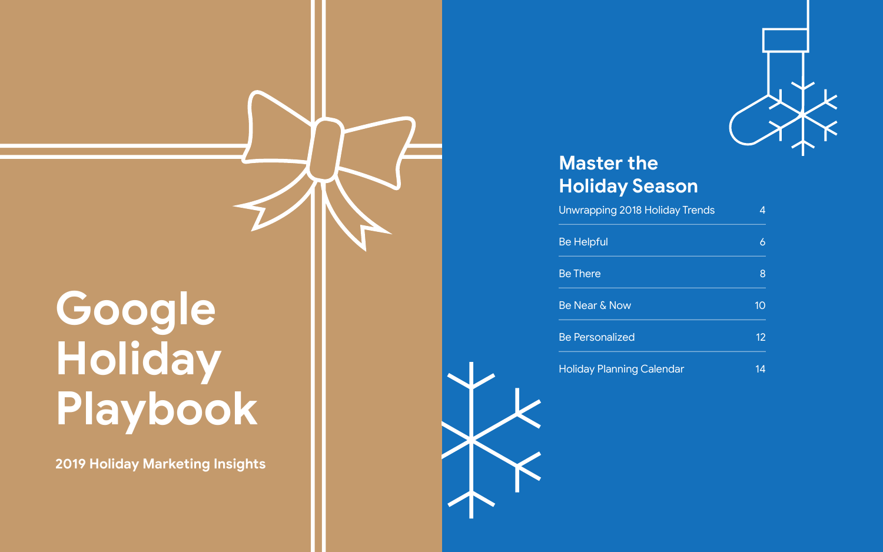# Google Holiday Playbook

**2019 Holiday Marketing Insights**

## Master the Holiday Season

| | |
|---|---|
| Unwrapping 2018 Holiday Trends | 4 |
| Be Helpful | 6 |
| Be There | 8 |
| Be Near & Now | 10 |
| Be Personalized | 12 |
| Holiday Planning Calendar | 14 |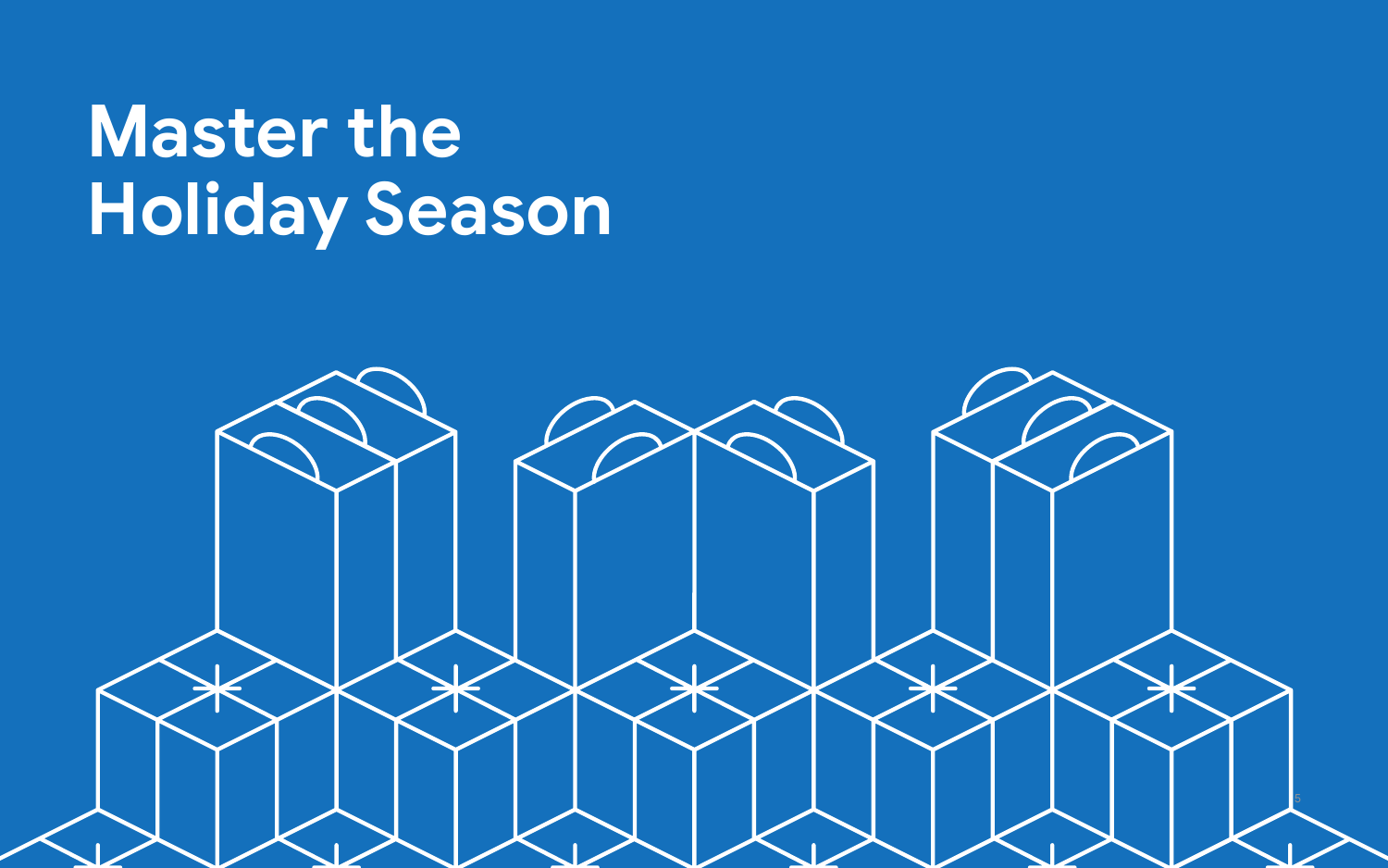# Master the Holiday Season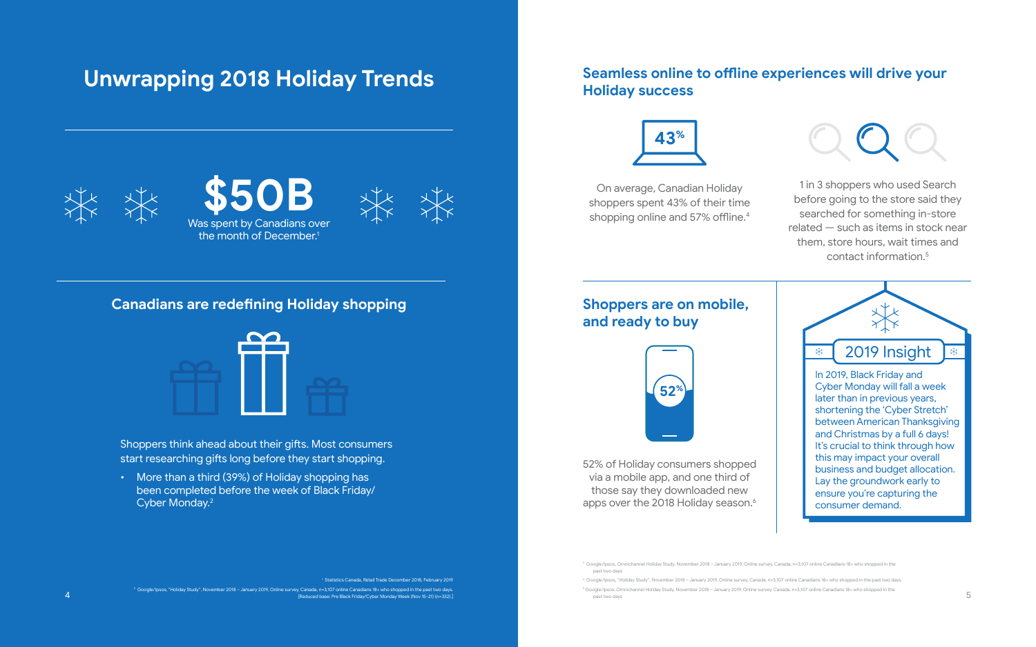# Unwrapping 2018 Holiday Trends

**$50B**

Was spent by Canadians over the month of December.[1]

## Canadians are redefining Holiday shopping

Shoppers think ahead about their gifts. Most consumers start researching gifts long before they start shopping.

- More than a third (39%) of Holiday shopping has been completed before the week of Black Friday/ Cyber Monday.[2]

[1] Statistics Canada, Retail Trade December 2018, February 2019

[2] Google/Ipsos, "Holiday Study", November 2018 – January 2019, Online survey, Canada, n=3,107 online Canadians 18+ who shopped in the past two days. [Reduced base: Pre Black Friday/Cyber Monday Week (Nov 15-21) (n=332).]

## Seamless online to offline experiences will drive your Holiday success

**43%**

On average, Canadian Holiday shoppers spent 43% of their time shopping online and 57% offline.[4]

1 in 3 shoppers who used Search before going to the store said they searched for something in-store related — such as items in stock near them, store hours, wait times and contact information.[5]

## Shoppers are on mobile, and ready to buy

**52%**

52% of Holiday consumers shopped via a mobile app, and one third of those say they downloaded new apps over the 2018 Holiday season.[6]

### 2019 Insight

In 2019, Black Friday and Cyber Monday will fall a week later than in previous years, shortening the 'Cyber Stretch' between American Thanksgiving and Christmas by a full 6 days! It's crucial to think through how this may impact your overall business and budget allocation. Lay the groundwork early to ensure you're capturing the consumer demand.

[4] Google/Ipsos, Omnichannel Holiday Study, November 2018 – January 2019, Online survey, Canada, n=3,107 online Canadians 18+ who shopped in the past two days

[5] Google/Ipsos, "Holiday Study", November 2018 – January 2019, Online survey, Canada, n=3,107 online Canadians 18+ who shopped in the past two days.

[6] Google/Ipsos, Omnichannel Holiday Study, November 2018 – January 2019, Online survey, Canada, n=3,107 online Canadians 18+ who shopped in the past two days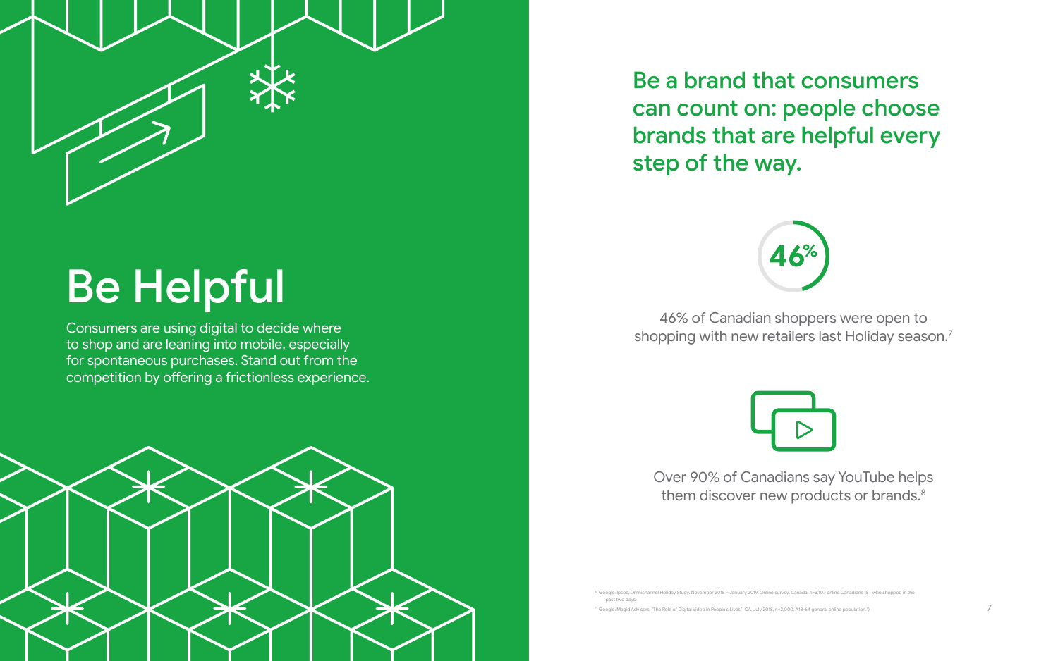# Be Helpful

Consumers are using digital to decide where to shop and are leaning into mobile, especially for spontaneous purchases. Stand out from the competition by offering a frictionless experience.

## Be a brand that consumers can count on: people choose brands that are helpful every step of the way.

**46%**

46% of Canadian shoppers were open to shopping with new retailers last Holiday season.[7]

Over 90% of Canadians say YouTube helps them discover new products or brands.[8]

[6] Google/Ipsos, Omnichannel Holiday Study, November 2018 – January 2019, Online survey, Canada, n=3,107 online Canadians 18+ who shopped in the past two days

[7] Google/Magid Advisors, "The Role of Digital Video in People's Lives", CA, July 2018, n=2,000, A18-64 general online population.")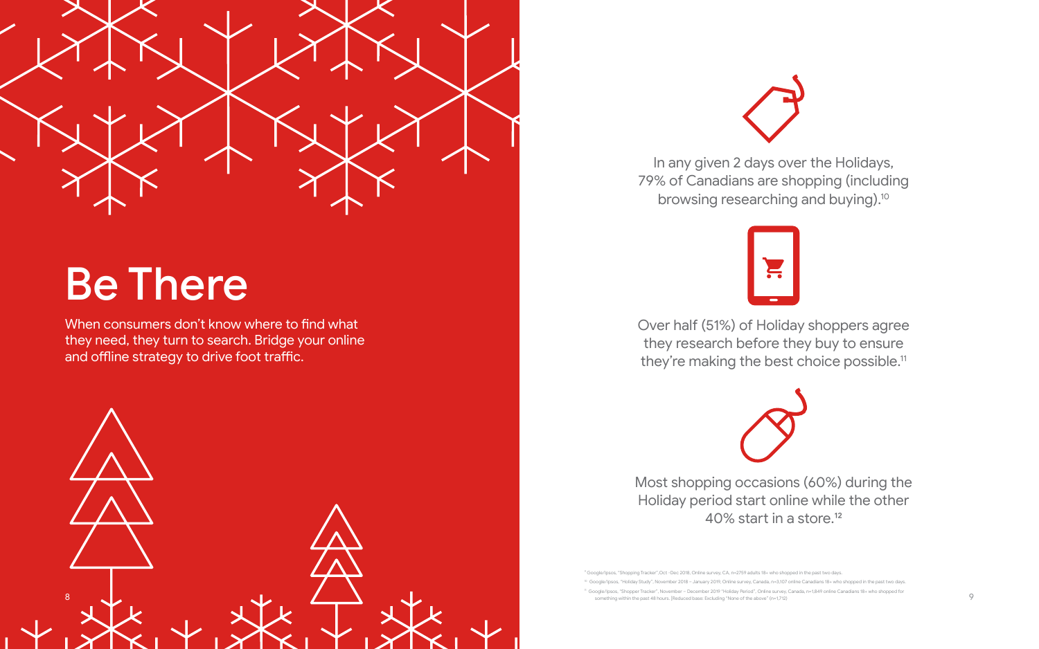# Be There

When consumers don't know where to find what they need, they turn to search. Bridge your online and offline strategy to drive foot traffic.

In any given 2 days over the Holidays, 79% of Canadians are shopping (including browsing researching and buying).[10]

Over half (51%) of Holiday shoppers agree they research before they buy to ensure they're making the best choice possible.[11]

Most shopping occasions (60%) during the Holiday period start online while the other 40% start in a store.[12]

[10] Google/Ipsos, "Shopping Tracker", Oct -Dec 2018. Online survey, CA, n=2759 adults 18+ who shopped in the past two days.

[11] Google/Ipsos, "Holiday Study", November 2018 – January 2019, Online survey, Canada, n=3,107 online Canadians 18+ who shopped in the past two days.

[12] Google/Ipsos, "Shopper Tracker", November – December 2019 "Holiday Period", Online survey, Canada, n=1,849 online Canadians 18+ who shopped for something within the past 48 hours. [Reduced base: Excluding "None of the above" (n=1,712)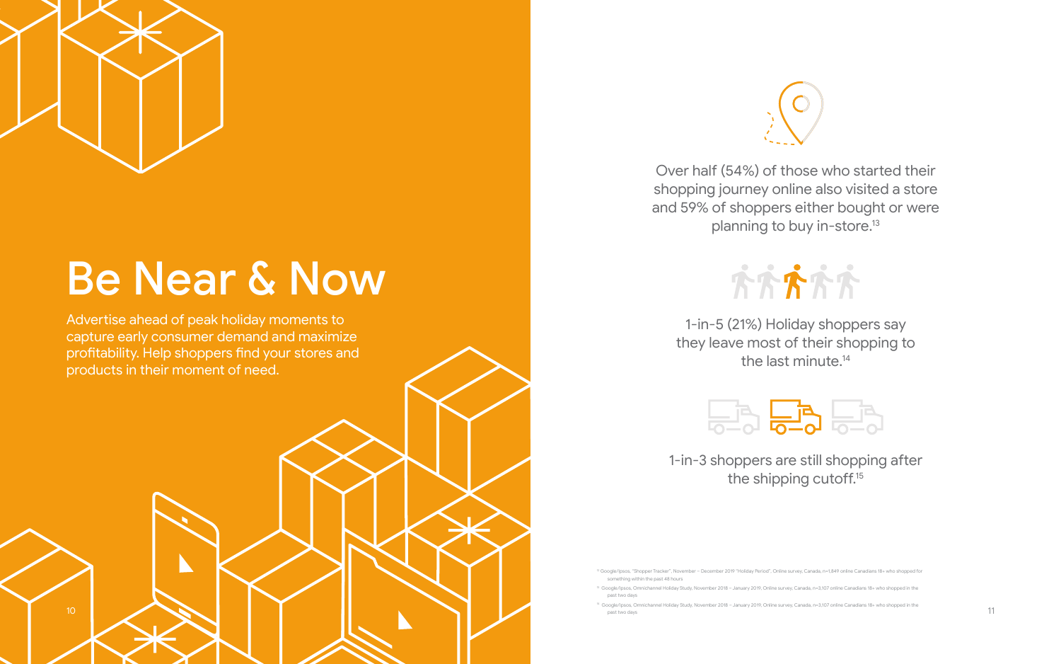# Be Near & Now

Advertise ahead of peak holiday moments to capture early consumer demand and maximize profitability. Help shoppers find your stores and products in their moment of need.

Over half (54%) of those who started their shopping journey online also visited a store and 59% of shoppers either bought or were planning to buy in-store.[13]

1-in-5 (21%) Holiday shoppers say they leave most of their shopping to the last minute.[14]

1-in-3 shoppers are still shopping after the shipping cutoff.[15]

[13] Google/Ipsos, "Shopper Tracker", November – December 2019 "Holiday Period", Online survey, Canada, n=1,849 online Canadians 18+ who shopped for something within the past 48 hours

[14] Google/Ipsos, Omnichannel Holiday Study, November 2018 – January 2019, Online survey, Canada, n=3,107 online Canadians 18+ who shopped in the past two days

[15] Google/Ipsos, Omnichannel Holiday Study, November 2018 – January 2019, Online survey, Canada, n=3,107 online Canadians 18+ who shopped in the past two days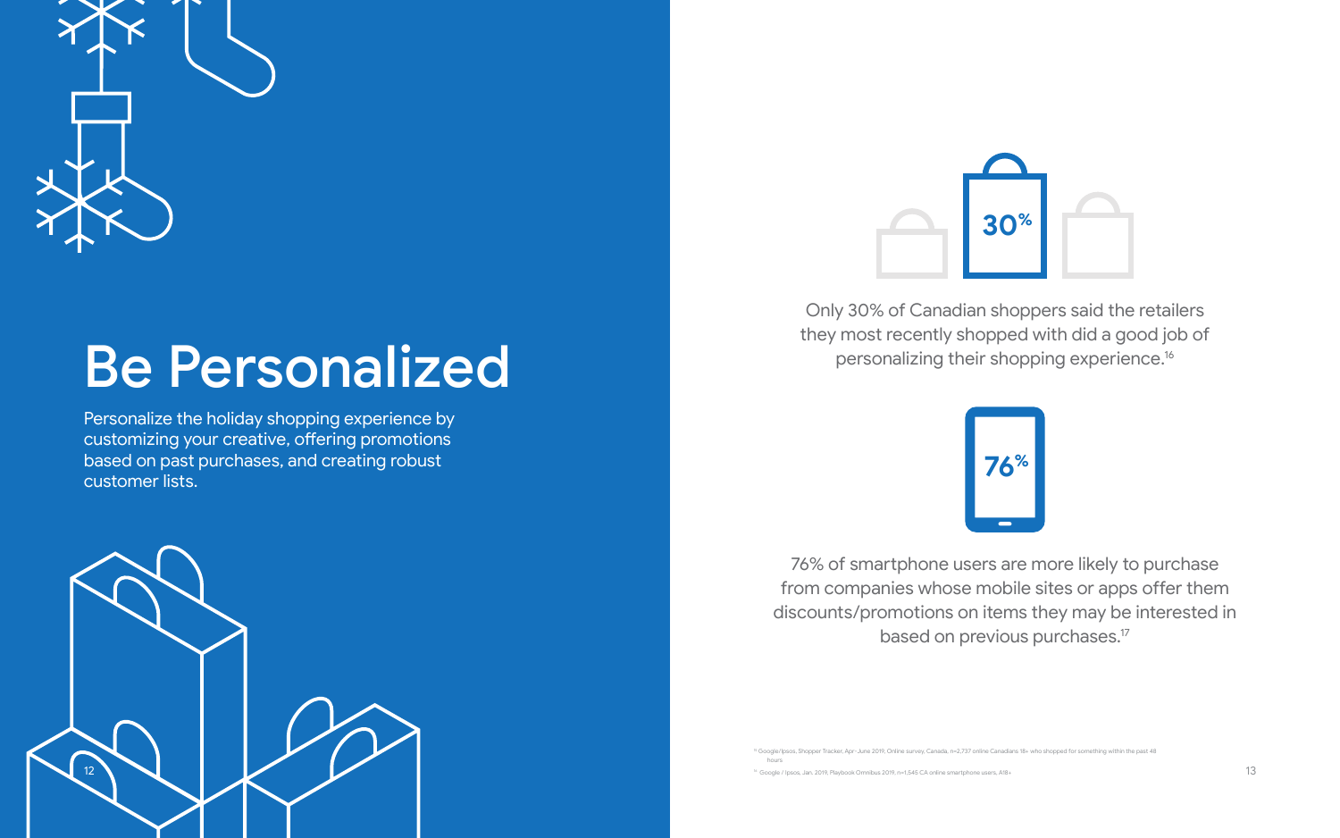# Be Personalized

Personalize the holiday shopping experience by customizing your creative, offering promotions based on past purchases, and creating robust customer lists.

**30%**

Only 30% of Canadian shoppers said the retailers they most recently shopped with did a good job of personalizing their shopping experience.[16]

**76%**

76% of smartphone users are more likely to purchase from companies whose mobile sites or apps offer them discounts/promotions on items they may be interested in based on previous purchases.[17]

[16] Google/Ipsos, Shopper Tracker, Apr–June 2019, Online survey, Canada, n=2,737 online Canadians 18+ who shopped for something within the past 48 hours.

[17] Google / Ipsos, Jan. 2019, Playbook Omnibus 2019, n=1,545 CA online smartphone users, A18+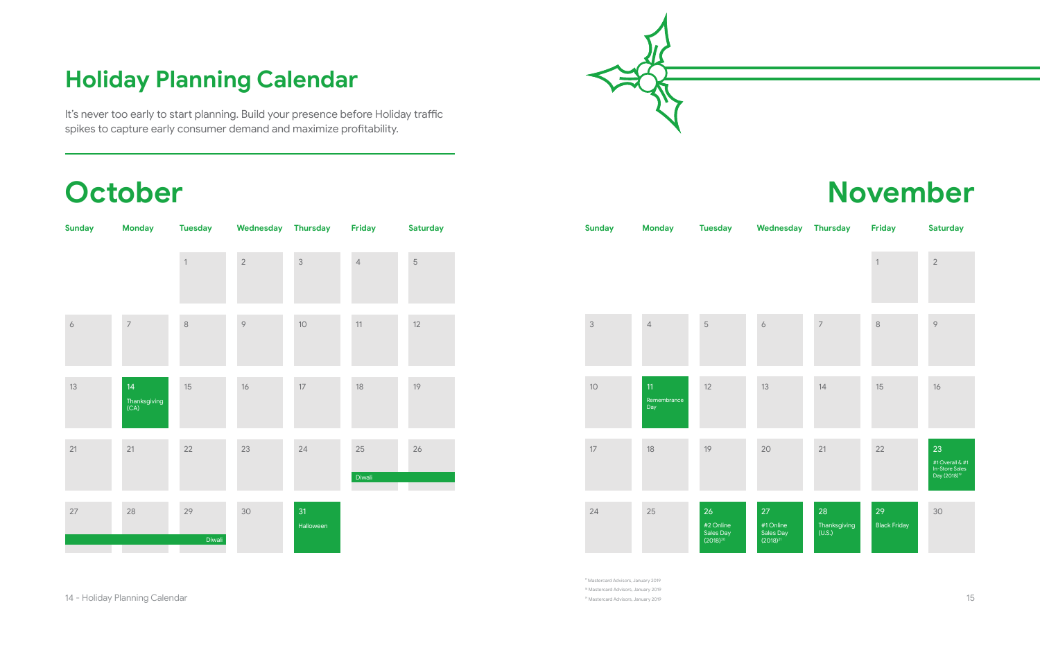# Holiday Planning Calendar

It's never too early to start planning. Build your presence before Holiday traffic spikes to capture early consumer demand and maximize profitability.

## October

| Sunday | Monday | Tuesday | Wednesday | Thursday | Friday | Saturday |
|---|---|---|---|---|---|---|
| | | 1 | 2 | 3 | 4 | 5 |
| 6 | 7 | 8 | 9 | 10 | 11 | 12 |
| 13 | 14 Thanksgiving (CA) | 15 | 16 | 17 | 18 | 19 |
| 21 | 21 | 22 | 23 | 24 | 25 Diwali | 26 |
| 27 | 28 | 29 Diwali | 30 | 31 Halloween | | |

## November

| Sunday | Monday | Tuesday | Wednesday | Thursday | Friday | Saturday |
|---|---|---|---|---|---|---|
| | | | | | 1 | 2 |
| 3 | 4 | 5 | 6 | 7 | 8 | 9 |
| 10 | 11 Remembrance Day | 12 | 13 | 14 | 15 | 16 |
| 17 | 18 | 19 | 20 | 21 | 22 | 23 #1 Overall & #1 In-Store Sales Day (2018)[19] |
| 24 | 25 | 26 #2 Online Sales Day (2018)[20] | 27 #1 Online Sales Day (2018)[21] | 28 Thanksgiving (U.S.) | 29 Black Friday | 30 |

[19] Mastercard Advisors, January 2019

[20] Mastercard Advisors, January 2019

[21] Mastercard Advisors, January 2019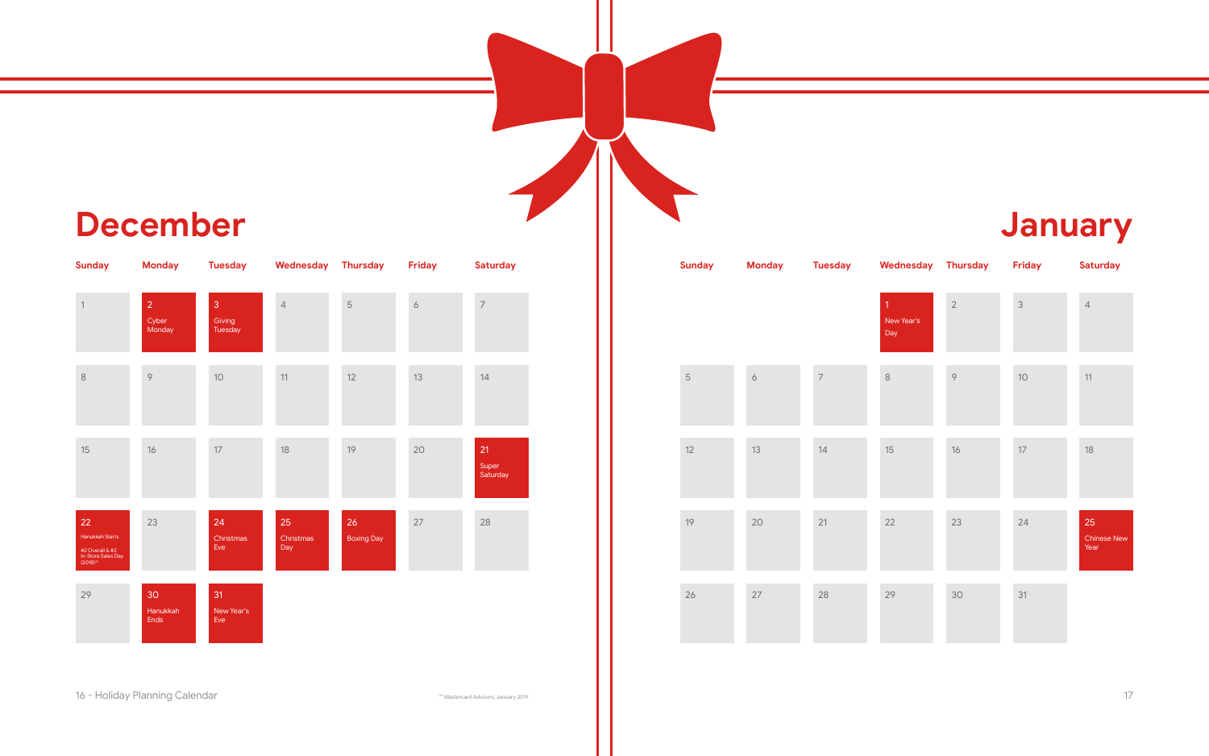# December

| Sunday | Monday | Tuesday | Wednesday | Thursday | Friday | Saturday |
| --- | --- | --- | --- | --- | --- | --- |
| 1 | 2 Cyber Monday | 3 Giving Tuesday | 4 | 5 | 6 | 7 |
| 8 | 9 | 10 | 11 | 12 | 13 | 14 |
| 15 | 16 | 17 | 18 | 19 | 20 | 21 Super Saturday |
| 22 Hanukkah Starts #2 Overall & #2 In-Store Sales Day (2018)[12] | 23 | 24 Christmas Eve | 25 Christmas Day | 26 Boxing Day | 27 | 28 |
| 29 | 30 Hanukkah Ends | 31 New Year's Eve | | | | |

[12] Mastercard Advisors, January 2019

# January

| Sunday | Monday | Tuesday | Wednesday | Thursday | Friday | Saturday |
| --- | --- | --- | --- | --- | --- | --- |
| | | | 1 New Year's Day | 2 | 3 | 4 |
| 5 | 6 | 7 | 8 | 9 | 10 | 11 |
| 12 | 13 | 14 | 15 | 16 | 17 | 18 |
| 19 | 20 | 21 | 22 | 23 | 24 | 25 Chinese New Year |
| 26 | 27 | 28 | 29 | 30 | 31 | |